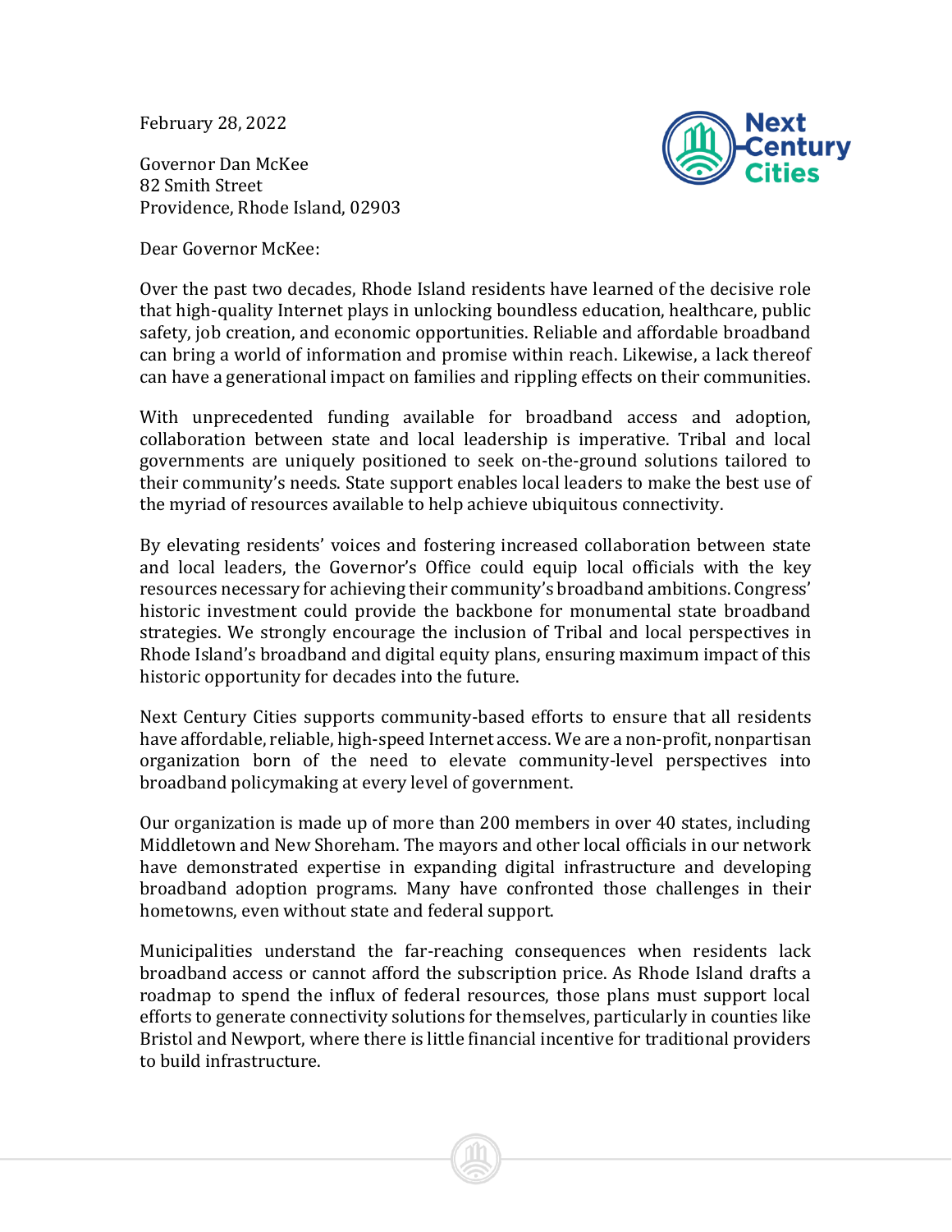February 28, 2022

Governor Dan McKee
82 Smith Street
Providence, Rhode Island, 02903

Dear Governor McKee:

Over the past two decades, Rhode Island residents have learned of the decisive role that high-quality Internet plays in unlocking boundless education, healthcare, public safety, job creation, and economic opportunities. Reliable and affordable broadband can bring a world of information and promise within reach. Likewise, a lack thereof can have a generational impact on families and rippling effects on their communities.

With unprecedented funding available for broadband access and adoption, collaboration between state and local leadership is imperative. Tribal and local governments are uniquely positioned to seek on-the-ground solutions tailored to their community's needs. State support enables local leaders to make the best use of the myriad of resources available to help achieve ubiquitous connectivity.

By elevating residents' voices and fostering increased collaboration between state and local leaders, the Governor's Office could equip local officials with the key resources necessary for achieving their community's broadband ambitions. Congress' historic investment could provide the backbone for monumental state broadband strategies. We strongly encourage the inclusion of Tribal and local perspectives in Rhode Island's broadband and digital equity plans, ensuring maximum impact of this historic opportunity for decades into the future.

Next Century Cities supports community-based efforts to ensure that all residents have affordable, reliable, high-speed Internet access. We are a non-profit, nonpartisan organization born of the need to elevate community-level perspectives into broadband policymaking at every level of government.

Our organization is made up of more than 200 members in over 40 states, including Middletown and New Shoreham. The mayors and other local officials in our network have demonstrated expertise in expanding digital infrastructure and developing broadband adoption programs. Many have confronted those challenges in their hometowns, even without state and federal support.

Municipalities understand the far-reaching consequences when residents lack broadband access or cannot afford the subscription price. As Rhode Island drafts a roadmap to spend the influx of federal resources, those plans must support local efforts to generate connectivity solutions for themselves, particularly in counties like Bristol and Newport, where there is little financial incentive for traditional providers to build infrastructure.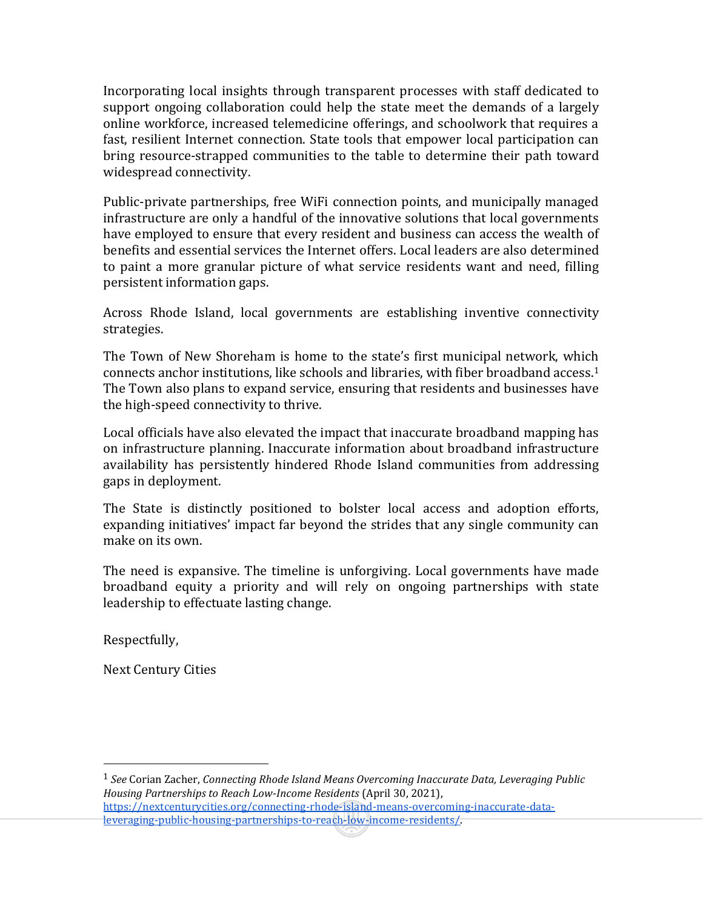Incorporating local insights through transparent processes with staff dedicated to support ongoing collaboration could help the state meet the demands of a largely online workforce, increased telemedicine offerings, and schoolwork that requires a fast, resilient Internet connection. State tools that empower local participation can bring resource-strapped communities to the table to determine their path toward widespread connectivity.

Public-private partnerships, free WiFi connection points, and municipally managed infrastructure are only a handful of the innovative solutions that local governments have employed to ensure that every resident and business can access the wealth of benefits and essential services the Internet offers. Local leaders are also determined to paint a more granular picture of what service residents want and need, filling persistent information gaps.

Across Rhode Island, local governments are establishing inventive connectivity strategies.

The Town of New Shoreham is home to the state's first municipal network, which connects anchor institutions, like schools and libraries, with fiber broadband access.[1] The Town also plans to expand service, ensuring that residents and businesses have the high-speed connectivity to thrive.

Local officials have also elevated the impact that inaccurate broadband mapping has on infrastructure planning. Inaccurate information about broadband infrastructure availability has persistently hindered Rhode Island communities from addressing gaps in deployment.

The State is distinctly positioned to bolster local access and adoption efforts, expanding initiatives' impact far beyond the strides that any single community can make on its own.

The need is expansive. The timeline is unforgiving. Local governments have made broadband equity a priority and will rely on ongoing partnerships with state leadership to effectuate lasting change.

Respectfully,

Next Century Cities

---

[1] *See* Corian Zacher, *Connecting Rhode Island Means Overcoming Inaccurate Data, Leveraging Public Housing Partnerships to Reach Low-Income Residents* (April 30, 2021), https://nextcenturycities.org/connecting-rhode-island-means-overcoming-inaccurate-data-leveraging-public-housing-partnerships-to-reach-low-income-residents/.